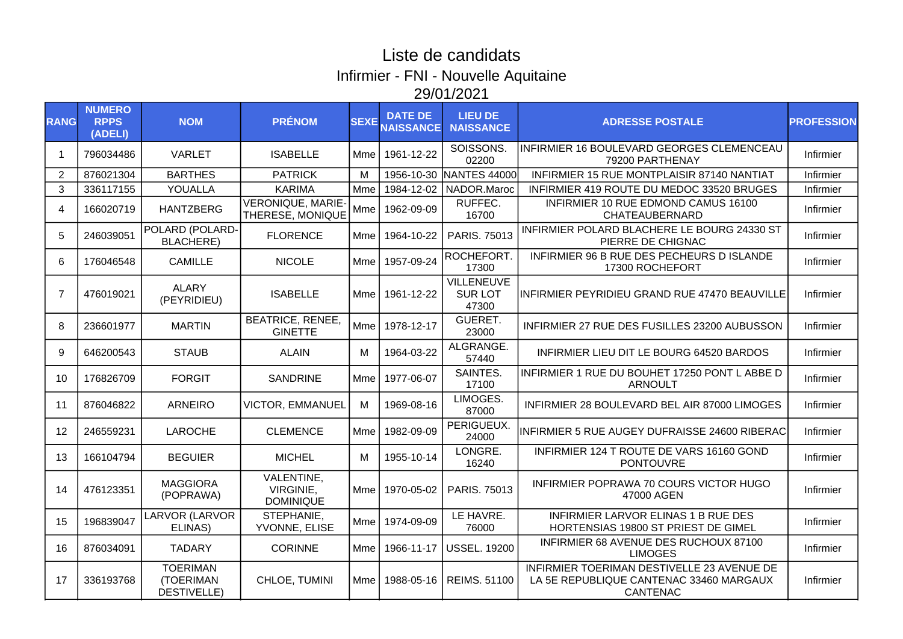# Liste de candidats

## Infirmier - FNI - Nouvelle Aquitaine

29/01/2021

| RANG | NUMERO RPPS (ADELI) | NOM | PRÉNOM | SEXE | DATE DE NAISSANCE | LIEU DE NAISSANCE | ADRESSE POSTALE | PROFESSION |
|---|---|---|---|---|---|---|---|---|
| 1 | 796034486 | VARLET | ISABELLE | Mme | 1961-12-22 | SOISSONS. 02200 | INFIRMIER 16 BOULEVARD GEORGES CLEMENCEAU 79200 PARTHENAY | Infirmier |
| 2 | 876021304 | BARTHES | PATRICK | M | 1956-10-30 | NANTES 44000 | INFIRMIER 15 RUE MONTPLAISIR 87140 NANTIAT | Infirmier |
| 3 | 336117155 | YOUALLA | KARIMA | Mme | 1984-12-02 | NADOR.Maroc | INFIRMIER 419 ROUTE DU MEDOC 33520 BRUGES | Infirmier |
| 4 | 166020719 | HANTZBERG | VERONIQUE, MARIE-THERESE, MONIQUE | Mme | 1962-09-09 | RUFFEC. 16700 | INFIRMIER 10 RUE EDMOND CAMUS 16100 CHATEAUBERNARD | Infirmier |
| 5 | 246039051 | POLARD (POLARD-BLACHERE) | FLORENCE | Mme | 1964-10-22 | PARIS. 75013 | INFIRMIER POLARD BLACHERE LE BOURG 24330 ST PIERRE DE CHIGNAC | Infirmier |
| 6 | 176046548 | CAMILLE | NICOLE | Mme | 1957-09-24 | ROCHEFORT. 17300 | INFIRMIER 96 B RUE DES PECHEURS D ISLANDE 17300 ROCHEFORT | Infirmier |
| 7 | 476019021 | ALARY (PEYRIDIEU) | ISABELLE | Mme | 1961-12-22 | VILLENEUVE SUR LOT 47300 | INFIRMIER PEYRIDIEU GRAND RUE 47470 BEAUVILLE | Infirmier |
| 8 | 236601977 | MARTIN | BEATRICE, RENEE, GINETTE | Mme | 1978-12-17 | GUERET. 23000 | INFIRMIER 27 RUE DES FUSILLES 23200 AUBUSSON | Infirmier |
| 9 | 646200543 | STAUB | ALAIN | M | 1964-03-22 | ALGRANGE. 57440 | INFIRMIER LIEU DIT LE BOURG 64520 BARDOS | Infirmier |
| 10 | 176826709 | FORGIT | SANDRINE | Mme | 1977-06-07 | SAINTES. 17100 | INFIRMIER 1 RUE DU BOUHET 17250 PONT L ABBE D ARNOULT | Infirmier |
| 11 | 876046822 | ARNEIRO | VICTOR, EMMANUEL | M | 1969-08-16 | LIMOGES. 87000 | INFIRMIER 28 BOULEVARD BEL AIR 87000 LIMOGES | Infirmier |
| 12 | 246559231 | LAROCHE | CLEMENCE | Mme | 1982-09-09 | PERIGUEUX. 24000 | INFIRMIER 5 RUE AUGEY DUFRAISSE 24600 RIBERAC | Infirmier |
| 13 | 166104794 | BEGUIER | MICHEL | M | 1955-10-14 | LONGRE. 16240 | INFIRMIER 124 T ROUTE DE VARS 16160 GOND PONTOUVRE | Infirmier |
| 14 | 476123351 | MAGGIORA (POPRAWA) | VALENTINE, VIRGINIE, DOMINIQUE | Mme | 1970-05-02 | PARIS. 75013 | INFIRMIER POPRAWA 70 COURS VICTOR HUGO 47000 AGEN | Infirmier |
| 15 | 196839047 | LARVOR (LARVOR ELINAS) | STEPHANIE, YVONNE, ELISE | Mme | 1974-09-09 | LE HAVRE. 76000 | INFIRMIER LARVOR ELINAS 1 B RUE DES HORTENSIAS 19800 ST PRIEST DE GIMEL | Infirmier |
| 16 | 876034091 | TADARY | CORINNE | Mme | 1966-11-17 | USSEL. 19200 | INFIRMIER 68 AVENUE DES RUCHOUX 87100 LIMOGES | Infirmier |
| 17 | 336193768 | TOERIMAN (TOERIMAN DESTIVELLE) | CHLOE, TUMINI | Mme | 1988-05-16 | REIMS. 51100 | INFIRMIER TOERIMAN DESTIVELLE 23 AVENUE DE LA 5E REPUBLIQUE CANTENAC 33460 MARGAUX CANTENAC | Infirmier |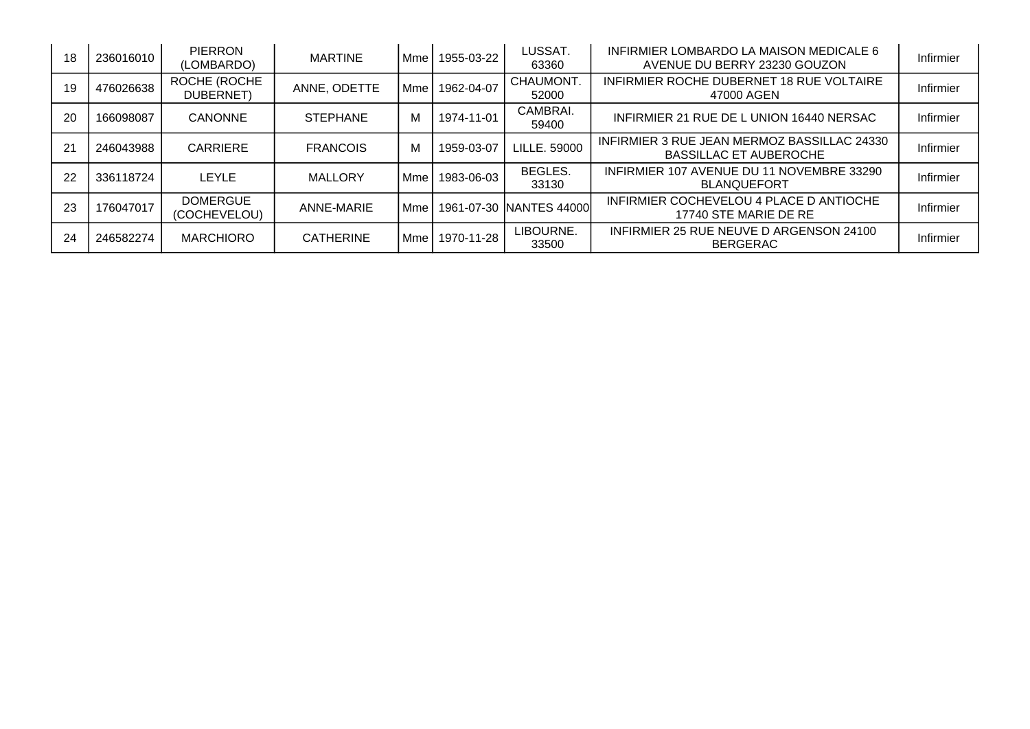| | | | | | | | | |
|---|---|---|---|---|---|---|---|---|
| 18 | 236016010 | PIERRON (LOMBARDO) | MARTINE | Mme | 1955-03-22 | LUSSAT. 63360 | INFIRMIER LOMBARDO LA MAISON MEDICALE 6 AVENUE DU BERRY 23230 GOUZON | Infirmier |
| 19 | 476026638 | ROCHE (ROCHE DUBERNET) | ANNE, ODETTE | Mme | 1962-04-07 | CHAUMONT. 52000 | INFIRMIER ROCHE DUBERNET 18 RUE VOLTAIRE 47000 AGEN | Infirmier |
| 20 | 166098087 | CANONNE | STEPHANE | M | 1974-11-01 | CAMBRAI. 59400 | INFIRMIER 21 RUE DE L UNION 16440 NERSAC | Infirmier |
| 21 | 246043988 | CARRIERE | FRANCOIS | M | 1959-03-07 | LILLE. 59000 | INFIRMIER 3 RUE JEAN MERMOZ BASSILLAC 24330 BASSILLAC ET AUBEROCHE | Infirmier |
| 22 | 336118724 | LEYLE | MALLORY | Mme | 1983-06-03 | BEGLES. 33130 | INFIRMIER 107 AVENUE DU 11 NOVEMBRE 33290 BLANQUEFORT | Infirmier |
| 23 | 176047017 | DOMERGUE (COCHEVELOU) | ANNE-MARIE | Mme | 1961-07-30 | NANTES 44000 | INFIRMIER COCHEVELOU 4 PLACE D ANTIOCHE 17740 STE MARIE DE RE | Infirmier |
| 24 | 246582274 | MARCHIORO | CATHERINE | Mme | 1970-11-28 | LIBOURNE. 33500 | INFIRMIER 25 RUE NEUVE D ARGENSON 24100 BERGERAC | Infirmier |